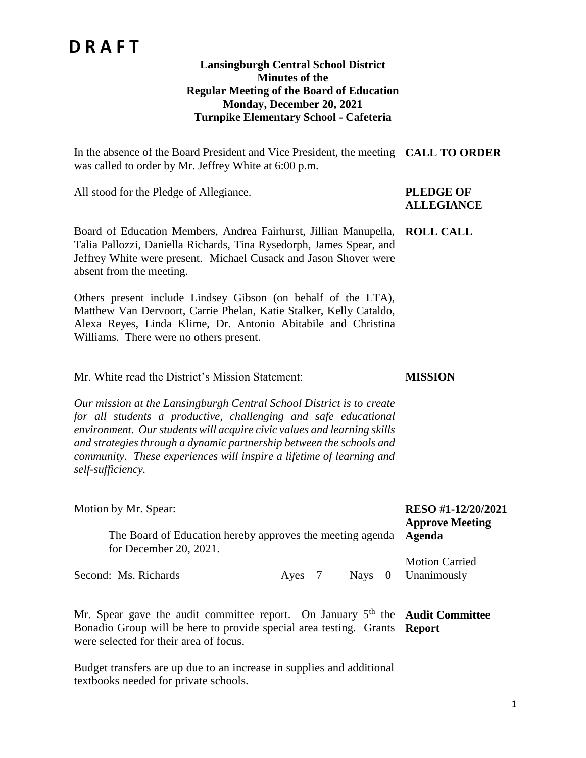# D R A F T

**Lansingburgh Central School District**
**Minutes of the**
**Regular Meeting of the Board of Education**
**Monday, December 20, 2021**
**Turnpike Elementary School - Cafeteria**

**CALL TO ORDER**

In the absence of the Board President and Vice President, the meeting was called to order by Mr. Jeffrey White at 6:00 p.m.

**PLEDGE OF ALLEGIANCE**

All stood for the Pledge of Allegiance.

**ROLL CALL**

Board of Education Members, Andrea Fairhurst, Jillian Manupella, Talia Pallozzi, Daniella Richards, Tina Rysedorph, James Spear, and Jeffrey White were present. Michael Cusack and Jason Shover were absent from the meeting.

Others present include Lindsey Gibson (on behalf of the LTA), Matthew Van Dervoort, Carrie Phelan, Katie Stalker, Kelly Cataldo, Alexa Reyes, Linda Klime, Dr. Antonio Abitabile and Christina Williams. There were no others present.

**MISSION**

Mr. White read the District's Mission Statement:

*Our mission at the Lansingburgh Central School District is to create for all students a productive, challenging and safe educational environment. Our students will acquire civic values and learning skills and strategies through a dynamic partnership between the schools and community. These experiences will inspire a lifetime of learning and self-sufficiency.*

**RESO #1-12/20/2021**
**Approve Meeting Agenda**

Motion by Mr. Spear:

The Board of Education hereby approves the meeting agenda for December 20, 2021.

Second: Ms. Richards Ayes – 7 Nays – 0

Motion Carried Unanimously

**Audit Committee Report**

Mr. Spear gave the audit committee report. On January 5th the Bonadio Group will be here to provide special area testing. Grants were selected for their area of focus.

Budget transfers are up due to an increase in supplies and additional textbooks needed for private schools.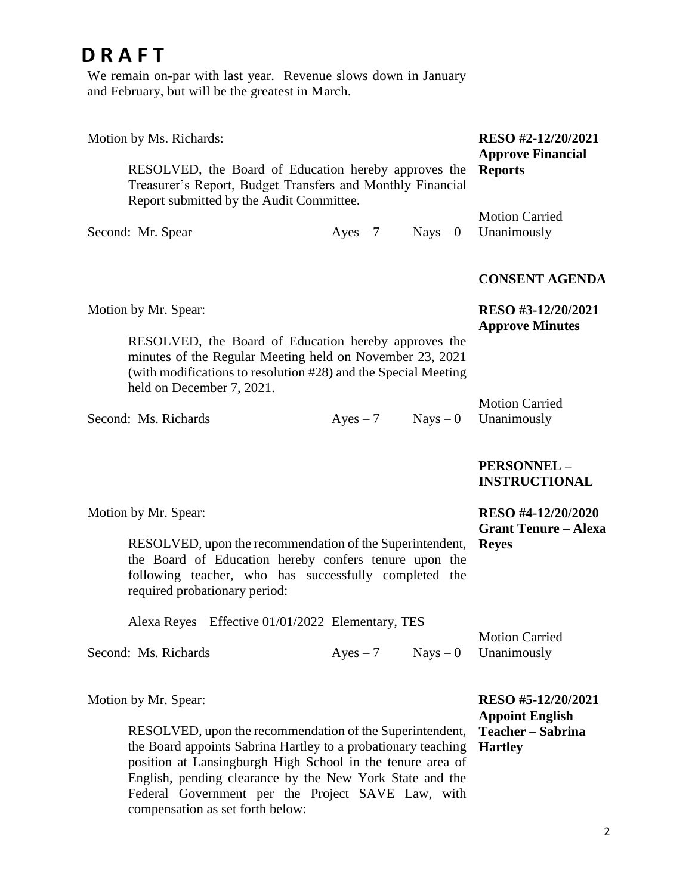# D R A F T

We remain on-par with last year. Revenue slows down in January and February, but will be the greatest in March.

Motion by Ms. Richards:

**RESO #2-12/20/2021 Approve Financial Reports**

RESOLVED, the Board of Education hereby approves the Treasurer's Report, Budget Transfers and Monthly Financial Report submitted by the Audit Committee.

Second: Mr. Spear    Ayes – 7    Nays – 0    Motion Carried Unanimously

**CONSENT AGENDA**

Motion by Mr. Spear:

**RESO #3-12/20/2021 Approve Minutes**

RESOLVED, the Board of Education hereby approves the minutes of the Regular Meeting held on November 23, 2021 (with modifications to resolution #28) and the Special Meeting held on December 7, 2021.

Second: Ms. Richards    Ayes – 7    Nays – 0    Motion Carried Unanimously

**PERSONNEL – INSTRUCTIONAL**

Motion by Mr. Spear:

**RESO #4-12/20/2020 Grant Tenure – Alexa Reyes**

RESOLVED, upon the recommendation of the Superintendent, the Board of Education hereby confers tenure upon the following teacher, who has successfully completed the required probationary period:

Alexa Reyes    Effective 01/01/2022    Elementary, TES

Second: Ms. Richards    Ayes – 7    Nays – 0    Motion Carried Unanimously

Motion by Mr. Spear:

**RESO #5-12/20/2021 Appoint English Teacher – Sabrina Hartley**

RESOLVED, upon the recommendation of the Superintendent, the Board appoints Sabrina Hartley to a probationary teaching position at Lansingburgh High School in the tenure area of English, pending clearance by the New York State and the Federal Government per the Project SAVE Law, with compensation as set forth below: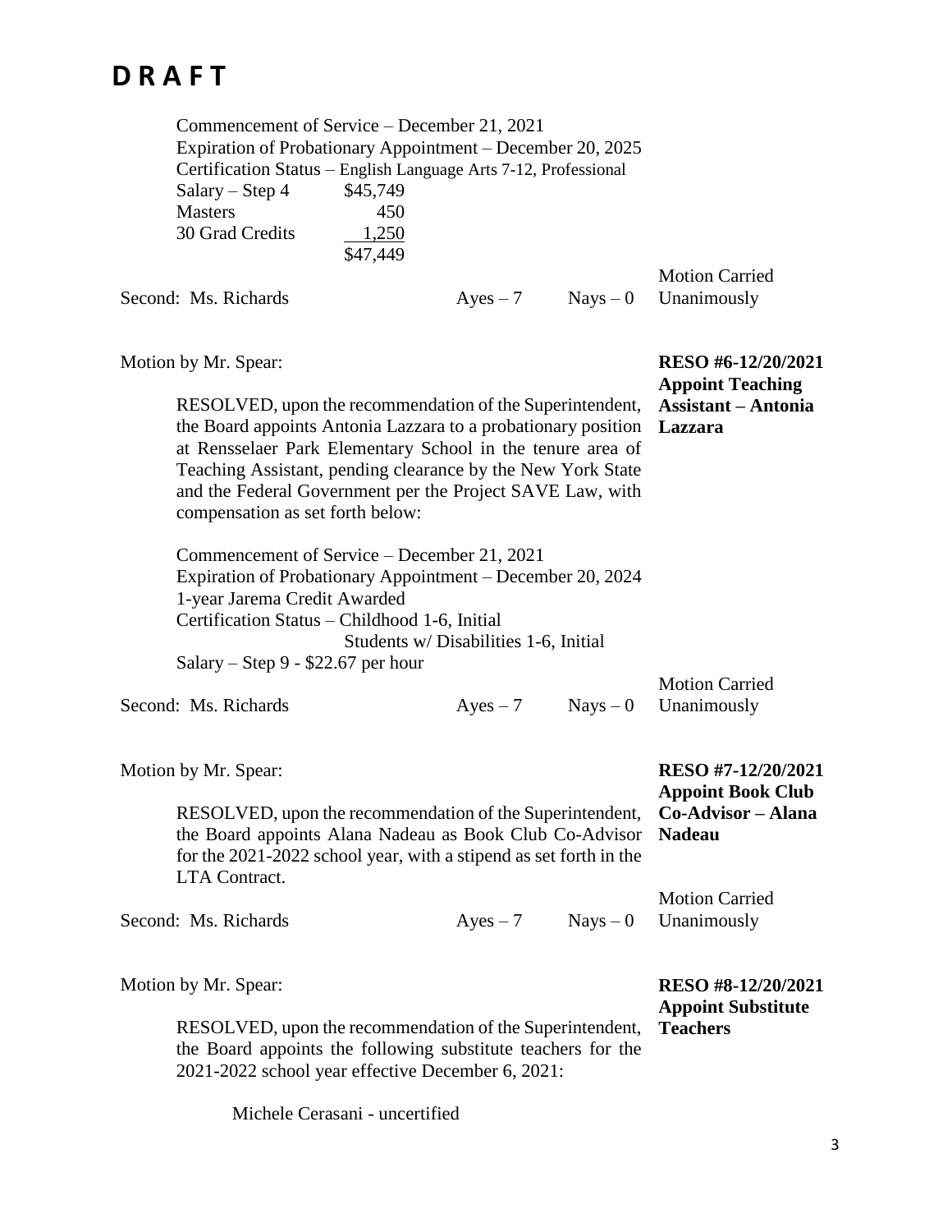# D R A F T

Commencement of Service – December 21, 2021
Expiration of Probationary Appointment – December 20, 2025
Certification Status – English Language Arts 7-12, Professional

| | |
|---|---|
| Salary – Step 4 | $45,749 |
| Masters | 450 |
| 30 Grad Credits | 1,250 |
| | $47,449 |

Second: Ms. Richards — Ayes – 7 — Nays – 0 — Motion Carried Unanimously

---

Motion by Mr. Spear:

**RESO #6-12/20/2021 Appoint Teaching Assistant – Antonia Lazzara**

RESOLVED, upon the recommendation of the Superintendent, the Board appoints Antonia Lazzara to a probationary position at Rensselaer Park Elementary School in the tenure area of Teaching Assistant, pending clearance by the New York State and the Federal Government per the Project SAVE Law, with compensation as set forth below:

Commencement of Service – December 21, 2021
Expiration of Probationary Appointment – December 20, 2024
1-year Jarema Credit Awarded
Certification Status – Childhood 1-6, Initial
Students w/ Disabilities 1-6, Initial
Salary – Step 9 - $22.67 per hour

Second: Ms. Richards — Ayes – 7 — Nays – 0 — Motion Carried Unanimously

---

Motion by Mr. Spear:

**RESO #7-12/20/2021 Appoint Book Club Co-Advisor – Alana Nadeau**

RESOLVED, upon the recommendation of the Superintendent, the Board appoints Alana Nadeau as Book Club Co-Advisor for the 2021-2022 school year, with a stipend as set forth in the LTA Contract.

Second: Ms. Richards — Ayes – 7 — Nays – 0 — Motion Carried Unanimously

---

Motion by Mr. Spear:

**RESO #8-12/20/2021 Appoint Substitute Teachers**

RESOLVED, upon the recommendation of the Superintendent, the Board appoints the following substitute teachers for the 2021-2022 school year effective December 6, 2021:

Michele Cerasani - uncertified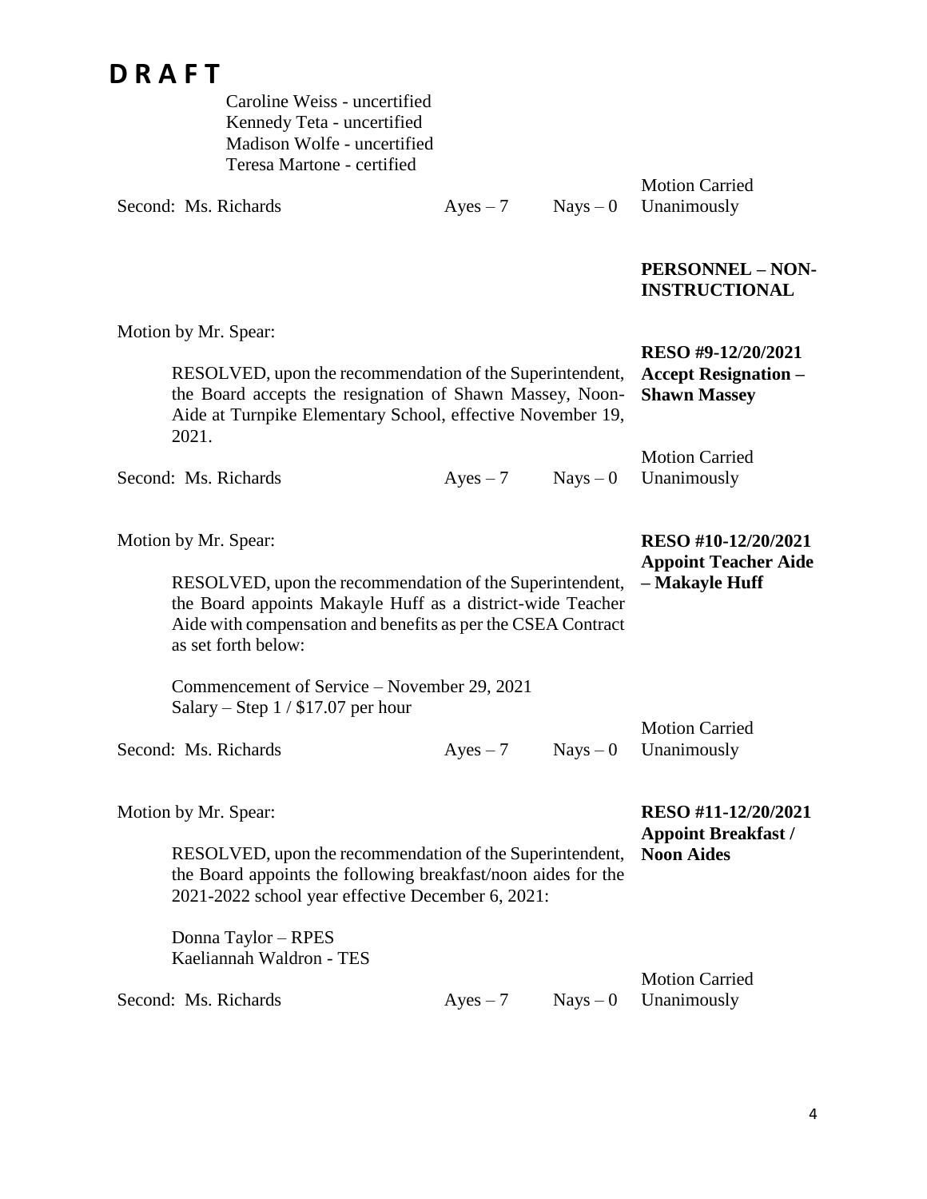**D R A F T**

Caroline Weiss - uncertified
Kennedy Teta - uncertified
Madison Wolfe - uncertified
Teresa Martone - certified

Second: Ms. Richards    Ayes – 7    Nays – 0    Motion Carried Unanimously

**PERSONNEL – NON-INSTRUCTIONAL**

Motion by Mr. Spear:

**RESO #9-12/20/2021**
**Accept Resignation – Shawn Massey**

RESOLVED, upon the recommendation of the Superintendent, the Board accepts the resignation of Shawn Massey, Noon-Aide at Turnpike Elementary School, effective November 19, 2021.

Second: Ms. Richards    Ayes – 7    Nays – 0    Motion Carried Unanimously

Motion by Mr. Spear:

**RESO #10-12/20/2021**
**Appoint Teacher Aide – Makayle Huff**

RESOLVED, upon the recommendation of the Superintendent, the Board appoints Makayle Huff as a district-wide Teacher Aide with compensation and benefits as per the CSEA Contract as set forth below:

Commencement of Service – November 29, 2021
Salary – Step 1 / $17.07 per hour

Second: Ms. Richards    Ayes – 7    Nays – 0    Motion Carried Unanimously

Motion by Mr. Spear:

**RESO #11-12/20/2021**
**Appoint Breakfast / Noon Aides**

RESOLVED, upon the recommendation of the Superintendent, the Board appoints the following breakfast/noon aides for the 2021-2022 school year effective December 6, 2021:

Donna Taylor – RPES
Kaeliannah Waldron - TES

Second: Ms. Richards    Ayes – 7    Nays – 0    Motion Carried Unanimously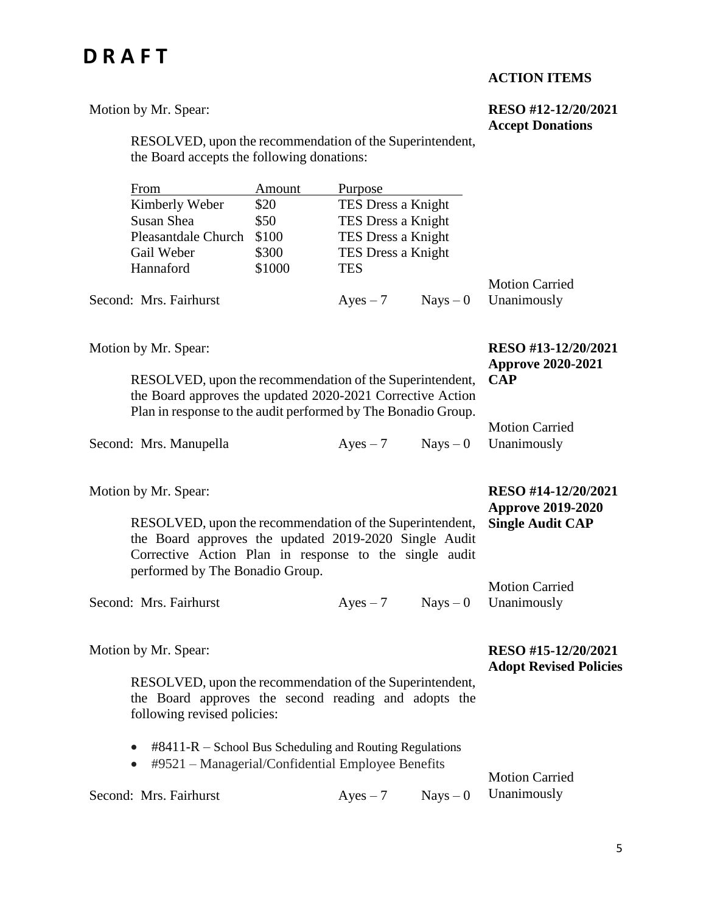# D R A F T

**ACTION ITEMS**

**RESO #12-12/20/2021**
**Accept Donations**

Motion by Mr. Spear:

RESOLVED, upon the recommendation of the Superintendent, the Board accepts the following donations:

| From | Amount | Purpose |
|---|---|---|
| Kimberly Weber | $20 | TES Dress a Knight |
| Susan Shea | $50 | TES Dress a Knight |
| Pleasantdale Church | $100 | TES Dress a Knight |
| Gail Weber | $300 | TES Dress a Knight |
| Hannaford | $1000 | TES |

Second: Mrs. Fairhurst Ayes – 7 Nays – 0

Motion Carried Unanimously

**RESO #13-12/20/2021**
**Approve 2020-2021 CAP**

Motion by Mr. Spear:

RESOLVED, upon the recommendation of the Superintendent, the Board approves the updated 2020-2021 Corrective Action Plan in response to the audit performed by The Bonadio Group.

Second: Mrs. Manupella Ayes – 7 Nays – 0

Motion Carried Unanimously

**RESO #14-12/20/2021**
**Approve 2019-2020 Single Audit CAP**

Motion by Mr. Spear:

RESOLVED, upon the recommendation of the Superintendent, the Board approves the updated 2019-2020 Single Audit Corrective Action Plan in response to the single audit performed by The Bonadio Group.

Second: Mrs. Fairhurst Ayes – 7 Nays – 0

Motion Carried Unanimously

**RESO #15-12/20/2021**
**Adopt Revised Policies**

Motion by Mr. Spear:

RESOLVED, upon the recommendation of the Superintendent, the Board approves the second reading and adopts the following revised policies:

- #8411-R – School Bus Scheduling and Routing Regulations
- #9521 – Managerial/Confidential Employee Benefits

Second: Mrs. Fairhurst Ayes – 7 Nays – 0

Motion Carried Unanimously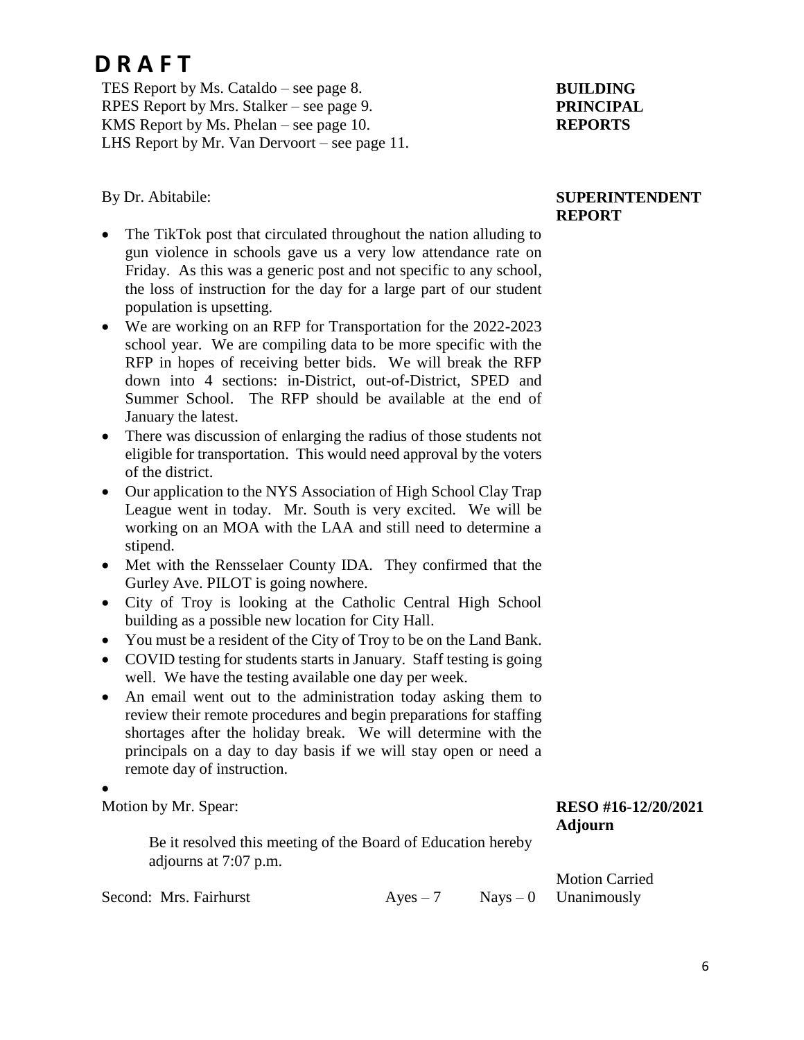# D R A F T

**BUILDING PRINCIPAL REPORTS**

TES Report by Ms. Cataldo – see page 8.
RPES Report by Mrs. Stalker – see page 9.
KMS Report by Ms. Phelan – see page 10.
LHS Report by Mr. Van Dervoort – see page 11.

**SUPERINTENDENT REPORT**

By Dr. Abitabile:

- The TikTok post that circulated throughout the nation alluding to gun violence in schools gave us a very low attendance rate on Friday. As this was a generic post and not specific to any school, the loss of instruction for the day for a large part of our student population is upsetting.
- We are working on an RFP for Transportation for the 2022-2023 school year. We are compiling data to be more specific with the RFP in hopes of receiving better bids. We will break the RFP down into 4 sections: in-District, out-of-District, SPED and Summer School. The RFP should be available at the end of January the latest.
- There was discussion of enlarging the radius of those students not eligible for transportation. This would need approval by the voters of the district.
- Our application to the NYS Association of High School Clay Trap League went in today. Mr. South is very excited. We will be working on an MOA with the LAA and still need to determine a stipend.
- Met with the Rensselaer County IDA. They confirmed that the Gurley Ave. PILOT is going nowhere.
- City of Troy is looking at the Catholic Central High School building as a possible new location for City Hall.
- You must be a resident of the City of Troy to be on the Land Bank.
- COVID testing for students starts in January. Staff testing is going well. We have the testing available one day per week.
- An email went out to the administration today asking them to review their remote procedures and begin preparations for staffing shortages after the holiday break. We will determine with the principals on a day to day basis if we will stay open or need a remote day of instruction.
-

**RESO #16-12/20/2021 Adjourn**

Motion by Mr. Spear:

> Be it resolved this meeting of the Board of Education hereby adjourns at 7:07 p.m.

Second: Mrs. Fairhurst    Ayes – 7    Nays – 0    Motion Carried Unanimously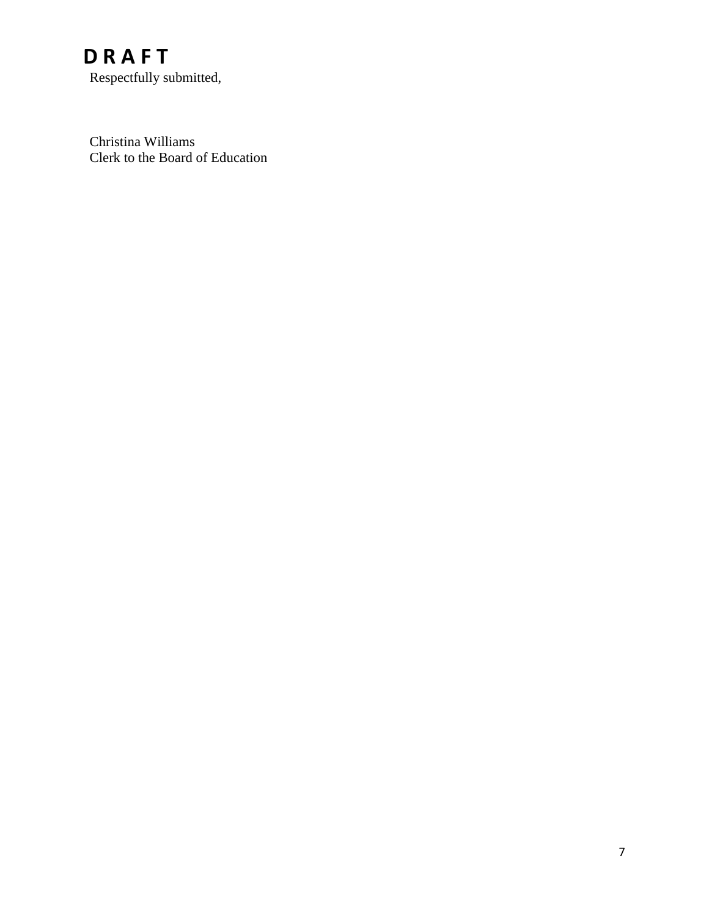**D R A F T**

Respectfully submitted,

Christina Williams
Clerk to the Board of Education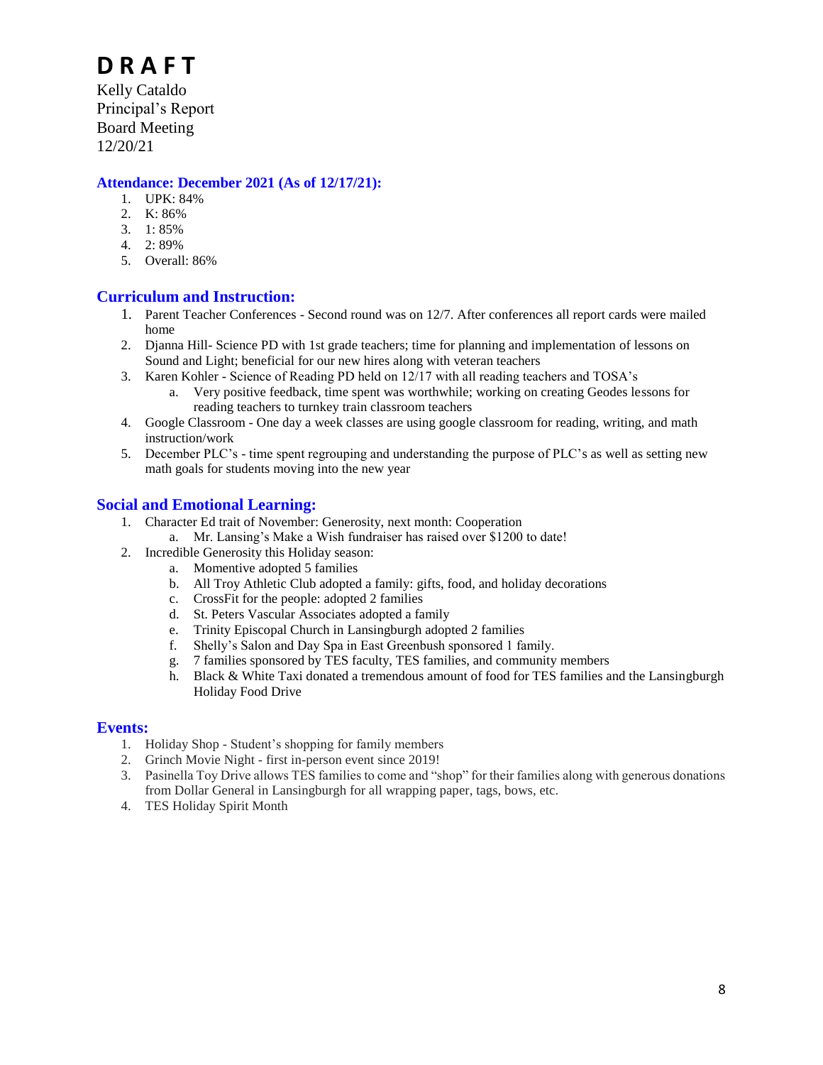# D R A F T

Kelly Cataldo
Principal's Report
Board Meeting
12/20/21

## Attendance: December 2021 (As of 12/17/21):

1. UPK: 84%
2. K: 86%
3. 1: 85%
4. 2: 89%
5. Overall: 86%

## Curriculum and Instruction:

1. Parent Teacher Conferences - Second round was on 12/7. After conferences all report cards were mailed home
2. Djanna Hill- Science PD with 1st grade teachers; time for planning and implementation of lessons on Sound and Light; beneficial for our new hires along with veteran teachers
3. Karen Kohler - Science of Reading PD held on 12/17 with all reading teachers and TOSA's
   a. Very positive feedback, time spent was worthwhile; working on creating Geodes lessons for reading teachers to turnkey train classroom teachers
4. Google Classroom - One day a week classes are using google classroom for reading, writing, and math instruction/work
5. December PLC's - time spent regrouping and understanding the purpose of PLC's as well as setting new math goals for students moving into the new year

## Social and Emotional Learning:

1. Character Ed trait of November: Generosity, next month: Cooperation
   a. Mr. Lansing's Make a Wish fundraiser has raised over $1200 to date!
2. Incredible Generosity this Holiday season:
   a. Momentive adopted 5 families
   b. All Troy Athletic Club adopted a family: gifts, food, and holiday decorations
   c. CrossFit for the people: adopted 2 families
   d. St. Peters Vascular Associates adopted a family
   e. Trinity Episcopal Church in Lansingburgh adopted 2 families
   f. Shelly's Salon and Day Spa in East Greenbush sponsored 1 family.
   g. 7 families sponsored by TES faculty, TES families, and community members
   h. Black & White Taxi donated a tremendous amount of food for TES families and the Lansingburgh Holiday Food Drive

## Events:

1. Holiday Shop - Student's shopping for family members
2. Grinch Movie Night - first in-person event since 2019!
3. Pasinella Toy Drive allows TES families to come and "shop" for their families along with generous donations from Dollar General in Lansingburgh for all wrapping paper, tags, bows, etc.
4. TES Holiday Spirit Month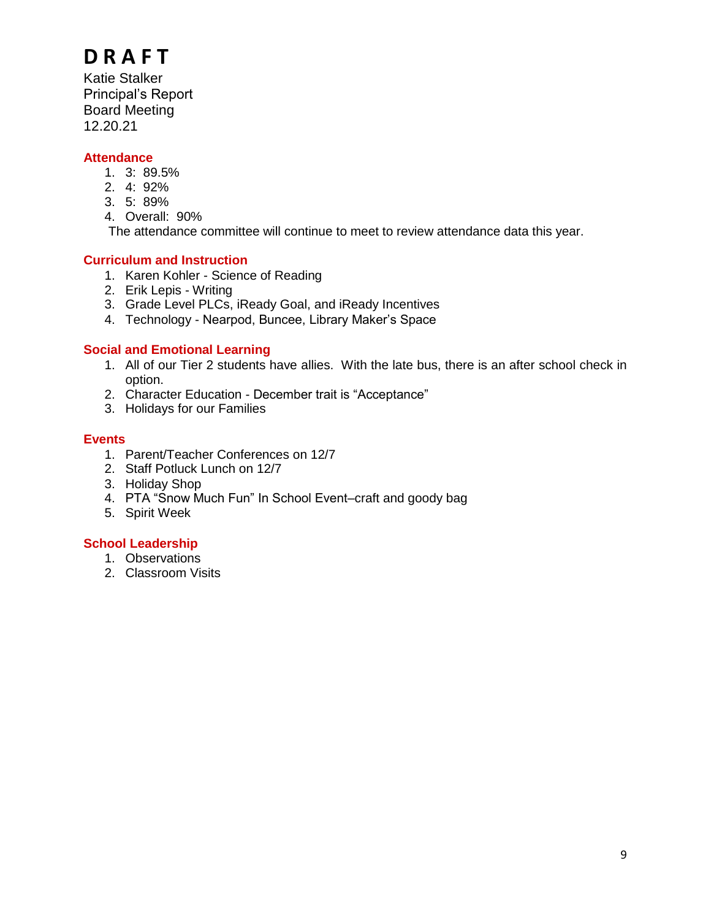# D R A F T

Katie Stalker
Principal's Report
Board Meeting
12.20.21

## Attendance

1. 3: 89.5%
2. 4: 92%
3. 5: 89%
4. Overall: 90%

The attendance committee will continue to meet to review attendance data this year.

## Curriculum and Instruction

1. Karen Kohler - Science of Reading
2. Erik Lepis - Writing
3. Grade Level PLCs, iReady Goal, and iReady Incentives
4. Technology - Nearpod, Buncee, Library Maker's Space

## Social and Emotional Learning

1. All of our Tier 2 students have allies. With the late bus, there is an after school check in option.
2. Character Education - December trait is "Acceptance"
3. Holidays for our Families

## Events

1. Parent/Teacher Conferences on 12/7
2. Staff Potluck Lunch on 12/7
3. Holiday Shop
4. PTA "Snow Much Fun" In School Event–craft and goody bag
5. Spirit Week

## School Leadership

1. Observations
2. Classroom Visits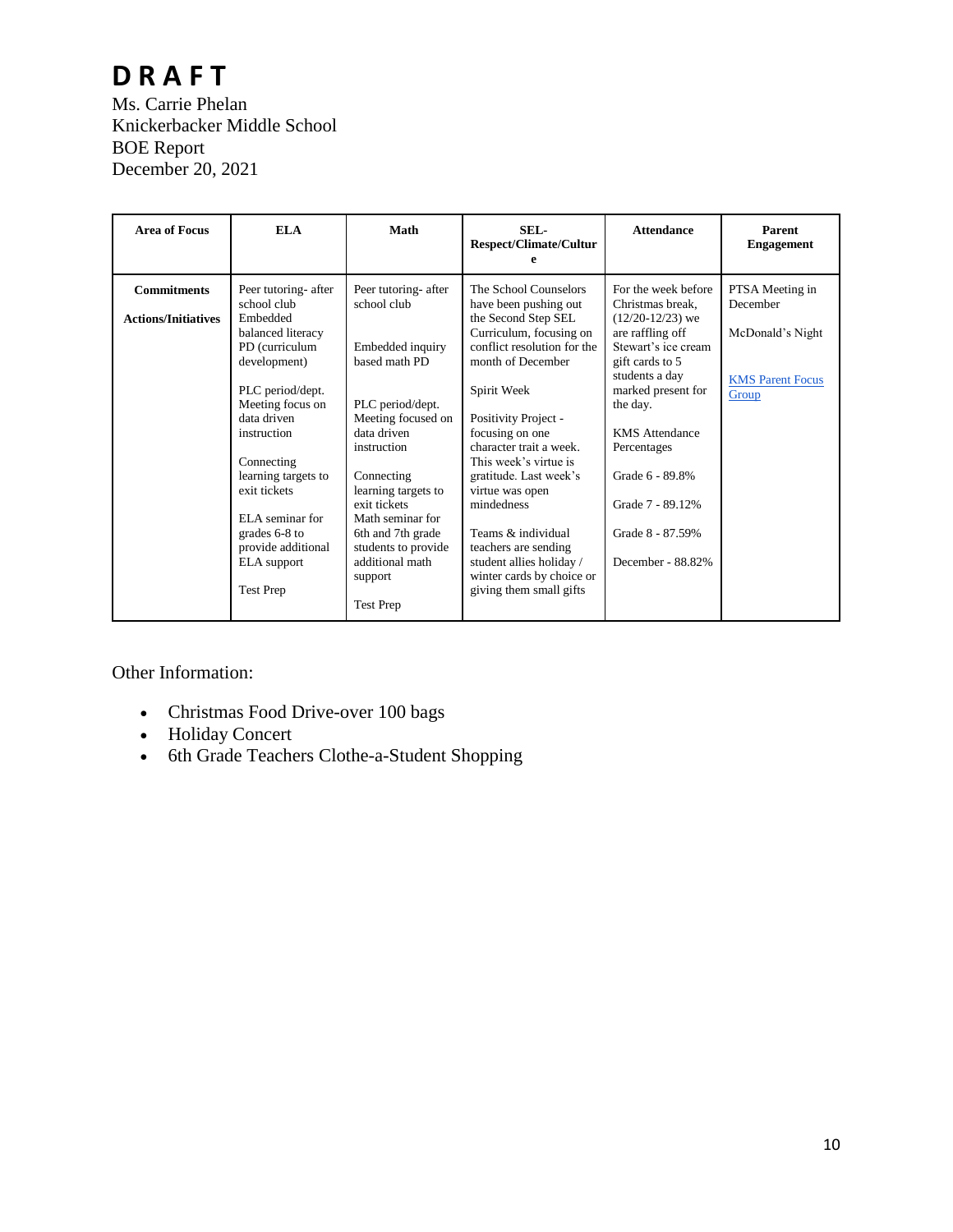# DRAFT

Ms. Carrie Phelan
Knickerbacker Middle School
BOE Report
December 20, 2021

| Area of Focus | ELA | Math | SEL-Respect/Climate/Culture | Attendance | Parent Engagement |
|---|---|---|---|---|---|
| **Commitments**<br><br>**Actions/Initiatives** | Peer tutoring- after school club<br>Embedded balanced literacy PD (curriculum development)<br><br>PLC period/dept. Meeting focus on data driven instruction<br><br>Connecting learning targets to exit tickets<br><br>ELA seminar for grades 6-8 to provide additional ELA support<br><br>Test Prep | Peer tutoring- after school club<br><br>Embedded inquiry based math PD<br><br>PLC period/dept. Meeting focused on data driven instruction<br><br>Connecting learning targets to exit tickets<br>Math seminar for 6th and 7th grade students to provide additional math support<br><br>Test Prep | The School Counselors have been pushing out the Second Step SEL Curriculum, focusing on conflict resolution for the month of December<br><br>Spirit Week<br><br>Positivity Project - focusing on one character trait a week. This week's virtue is gratitude. Last week's virtue was open mindedness<br><br>Teams & individual teachers are sending student allies holiday / winter cards by choice or giving them small gifts | For the week before Christmas break, (12/20-12/23) we are raffling off Stewart's ice cream gift cards to 5 students a day marked present for the day.<br><br>KMS Attendance Percentages<br><br>Grade 6 - 89.8%<br><br>Grade 7 - 89.12%<br><br>Grade 8 - 87.59%<br><br>December - 88.82% | PTSA Meeting in December<br><br>McDonald's Night<br><br>KMS Parent Focus Group |

Other Information:

- Christmas Food Drive-over 100 bags
- Holiday Concert
- 6th Grade Teachers Clothe-a-Student Shopping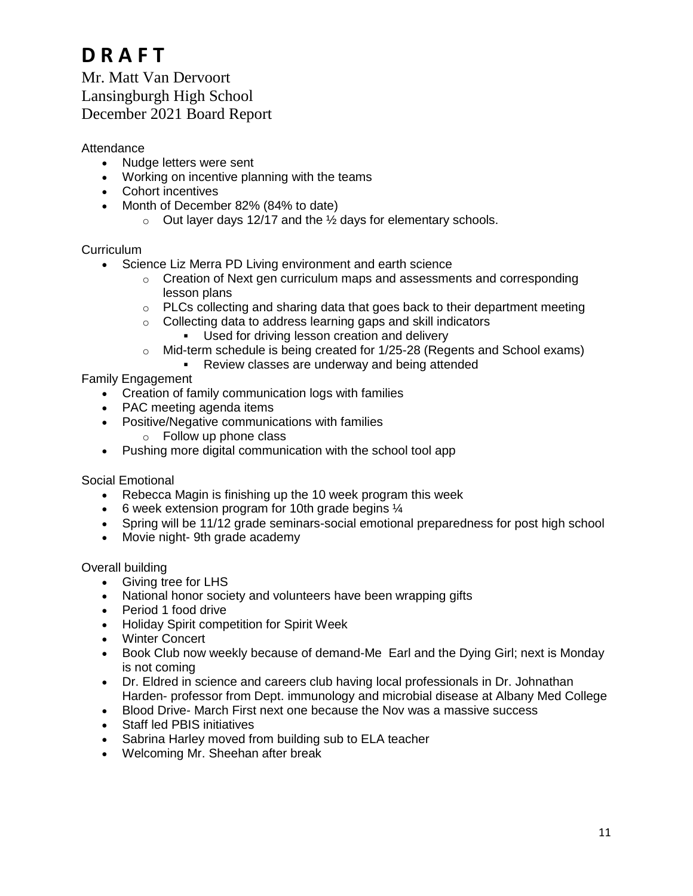# D R A F T

Mr. Matt Van Dervoort
Lansingburgh High School
December 2021 Board Report

Attendance

- Nudge letters were sent
- Working on incentive planning with the teams
- Cohort incentives
- Month of December 82% (84% to date)
  - Out layer days 12/17 and the ½ days for elementary schools.

Curriculum

- Science Liz Merra PD Living environment and earth science
  - Creation of Next gen curriculum maps and assessments and corresponding lesson plans
  - PLCs collecting and sharing data that goes back to their department meeting
  - Collecting data to address learning gaps and skill indicators
    - Used for driving lesson creation and delivery
  - Mid-term schedule is being created for 1/25-28 (Regents and School exams)
    - Review classes are underway and being attended

Family Engagement

- Creation of family communication logs with families
- PAC meeting agenda items
- Positive/Negative communications with families
  - Follow up phone class
- Pushing more digital communication with the school tool app

Social Emotional

- Rebecca Magin is finishing up the 10 week program this week
- 6 week extension program for 10th grade begins ¼
- Spring will be 11/12 grade seminars-social emotional preparedness for post high school
- Movie night- 9th grade academy

Overall building

- Giving tree for LHS
- National honor society and volunteers have been wrapping gifts
- Period 1 food drive
- Holiday Spirit competition for Spirit Week
- Winter Concert
- Book Club now weekly because of demand-Me Earl and the Dying Girl; next is Monday is not coming
- Dr. Eldred in science and careers club having local professionals in Dr. Johnathan Harden- professor from Dept. immunology and microbial disease at Albany Med College
- Blood Drive- March First next one because the Nov was a massive success
- Staff led PBIS initiatives
- Sabrina Harley moved from building sub to ELA teacher
- Welcoming Mr. Sheehan after break